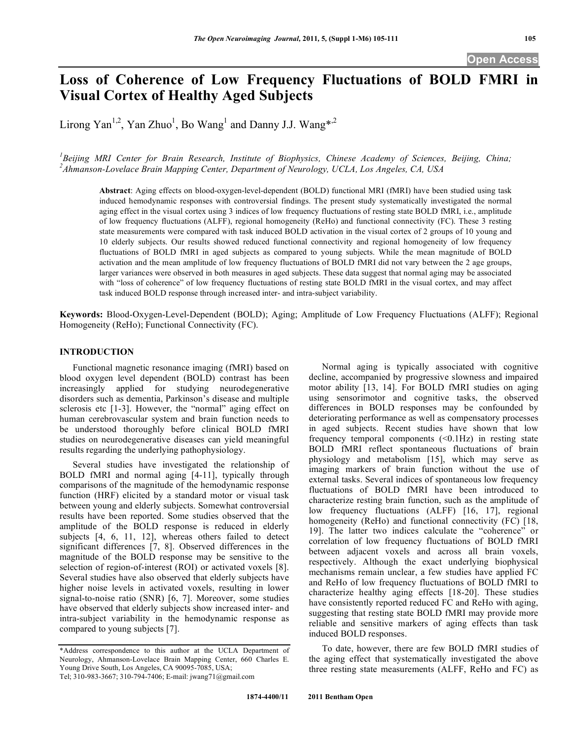# Loss of Coherence of Low Frequency Fluctuations of BOLD FMRI in Visual Cortex of Healthy Aged Subjects

Lirong Yan[1,2], Yan Zhuo[1], Bo Wang[1] and Danny J.J. Wang*[,2]

[1]*Beijing MRI Center for Brain Research, Institute of Biophysics, Chinese Academy of Sciences, Beijing, China;* [2]*Ahmanson-Lovelace Brain Mapping Center, Department of Neurology, UCLA, Los Angeles, CA, USA*

**Abstract**: Aging effects on blood-oxygen-level-dependent (BOLD) functional MRI (fMRI) have been studied using task induced hemodynamic responses with controversial findings. The present study systematically investigated the normal aging effect in the visual cortex using 3 indices of low frequency fluctuations of resting state BOLD fMRI, i.e., amplitude of low frequency fluctuations (ALFF), regional homogeneity (ReHo) and functional connectivity (FC). These 3 resting state measurements were compared with task induced BOLD activation in the visual cortex of 2 groups of 10 young and 10 elderly subjects. Our results showed reduced functional connectivity and regional homogeneity of low frequency fluctuations of BOLD fMRI in aged subjects as compared to young subjects. While the mean magnitude of BOLD activation and the mean amplitude of low frequency fluctuations of BOLD fMRI did not vary between the 2 age groups, larger variances were observed in both measures in aged subjects. These data suggest that normal aging may be associated with "loss of coherence" of low frequency fluctuations of resting state BOLD fMRI in the visual cortex, and may affect task induced BOLD response through increased inter- and intra-subject variability.

**Keywords:** Blood-Oxygen-Level-Dependent (BOLD); Aging; Amplitude of Low Frequency Fluctuations (ALFF); Regional Homogeneity (ReHo); Functional Connectivity (FC).

## INTRODUCTION

Functional magnetic resonance imaging (fMRI) based on blood oxygen level dependent (BOLD) contrast has been increasingly applied for studying neurodegenerative disorders such as dementia, Parkinson's disease and multiple sclerosis etc [1-3]. However, the "normal" aging effect on human cerebrovascular system and brain function needs to be understood thoroughly before clinical BOLD fMRI studies on neurodegenerative diseases can yield meaningful results regarding the underlying pathophysiology.

Several studies have investigated the relationship of BOLD fMRI and normal aging [4-11], typically through comparisons of the magnitude of the hemodynamic response function (HRF) elicited by a standard motor or visual task between young and elderly subjects. Somewhat controversial results have been reported. Some studies observed that the amplitude of the BOLD response is reduced in elderly subjects [4, 6, 11, 12], whereas others failed to detect significant differences [7, 8]. Observed differences in the magnitude of the BOLD response may be sensitive to the selection of region-of-interest (ROI) or activated voxels [8]. Several studies have also observed that elderly subjects have higher noise levels in activated voxels, resulting in lower signal-to-noise ratio (SNR) [6, 7]. Moreover, some studies have observed that elderly subjects show increased inter- and intra-subject variability in the hemodynamic response as compared to young subjects [7].

Normal aging is typically associated with cognitive decline, accompanied by progressive slowness and impaired motor ability [13, 14]. For BOLD fMRI studies on aging using sensorimotor and cognitive tasks, the observed differences in BOLD responses may be confounded by deteriorating performance as well as compensatory processes in aged subjects. Recent studies have shown that low frequency temporal components (<0.1Hz) in resting state BOLD fMRI reflect spontaneous fluctuations of brain physiology and metabolism [15], which may serve as imaging markers of brain function without the use of external tasks. Several indices of spontaneous low frequency fluctuations of BOLD fMRI have been introduced to characterize resting brain function, such as the amplitude of low frequency fluctuations (ALFF) [16, 17], regional homogeneity (ReHo) and functional connectivity (FC) [18, 19]. The latter two indices calculate the "coherence" or correlation of low frequency fluctuations of BOLD fMRI between adjacent voxels and across all brain voxels, respectively. Although the exact underlying biophysical mechanisms remain unclear, a few studies have applied FC and ReHo of low frequency fluctuations of BOLD fMRI to characterize healthy aging effects [18-20]. These studies have consistently reported reduced FC and ReHo with aging, suggesting that resting state BOLD fMRI may provide more reliable and sensitive markers of aging effects than task induced BOLD responses.

To date, however, there are few BOLD fMRI studies of the aging effect that systematically investigated the above three resting state measurements (ALFF, ReHo and FC) as

*Address correspondence to this author at the UCLA Department of Neurology, Ahmanson-Lovelace Brain Mapping Center, 660 Charles E. Young Drive South, Los Angeles, CA 90095-7085, USA; Tel; 310-983-3667; 310-794-7406; E-mail: jwang71@gmail.com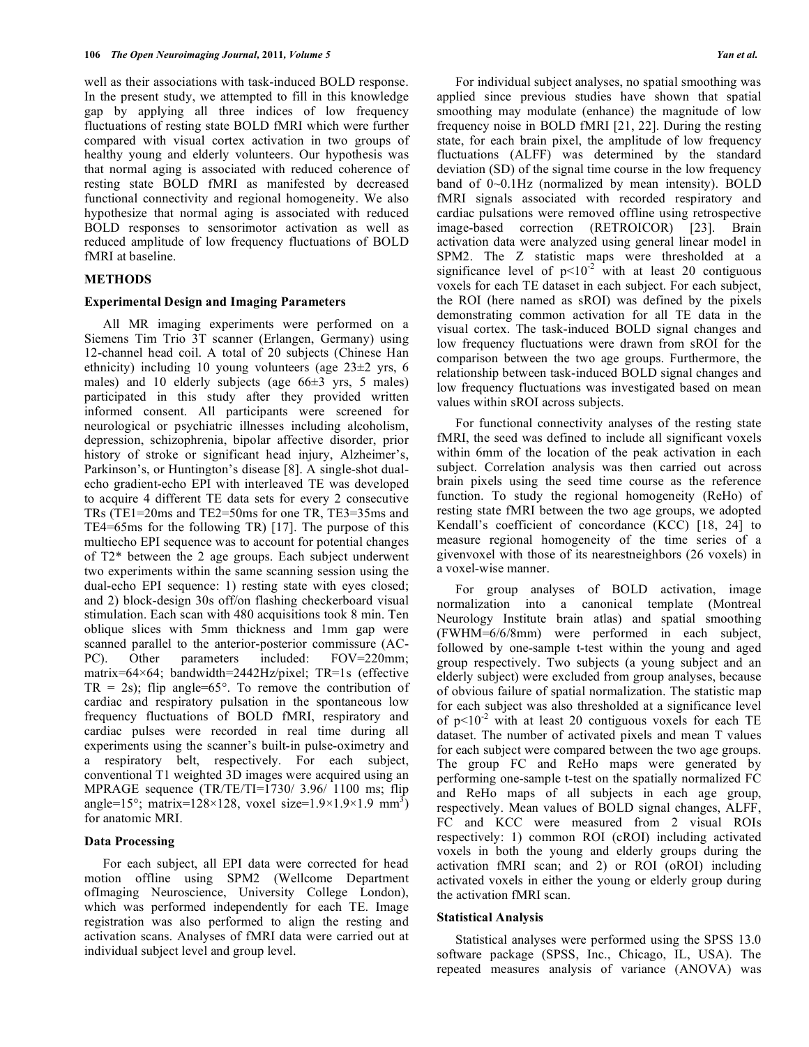well as their associations with task-induced BOLD response. In the present study, we attempted to fill in this knowledge gap by applying all three indices of low frequency fluctuations of resting state BOLD fMRI which were further compared with visual cortex activation in two groups of healthy young and elderly volunteers. Our hypothesis was that normal aging is associated with reduced coherence of resting state BOLD fMRI as manifested by decreased functional connectivity and regional homogeneity. We also hypothesize that normal aging is associated with reduced BOLD responses to sensorimotor activation as well as reduced amplitude of low frequency fluctuations of BOLD fMRI at baseline.

## METHODS

### Experimental Design and Imaging Parameters

All MR imaging experiments were performed on a Siemens Tim Trio 3T scanner (Erlangen, Germany) using 12-channel head coil. A total of 20 subjects (Chinese Han ethnicity) including 10 young volunteers (age 23±2 yrs, 6 males) and 10 elderly subjects (age 66±3 yrs, 5 males) participated in this study after they provided written informed consent. All participants were screened for neurological or psychiatric illnesses including alcoholism, depression, schizophrenia, bipolar affective disorder, prior history of stroke or significant head injury, Alzheimer's, Parkinson's, or Huntington's disease [8]. A single-shot dual-echo gradient-echo EPI with interleaved TE was developed to acquire 4 different TE data sets for every 2 consecutive TRs (TE1=20ms and TE2=50ms for one TR, TE3=35ms and TE4=65ms for the following TR) [17]. The purpose of this multiecho EPI sequence was to account for potential changes of T2* between the 2 age groups. Each subject underwent two experiments within the same scanning session using the dual-echo EPI sequence: 1) resting state with eyes closed; and 2) block-design 30s off/on flashing checkerboard visual stimulation. Each scan with 480 acquisitions took 8 min. Ten oblique slices with 5mm thickness and 1mm gap were scanned parallel to the anterior-posterior commissure (AC-PC). Other parameters included: FOV=220mm; matrix=64×64; bandwidth=2442Hz/pixel; TR=1s (effective TR = 2s); flip angle=65°. To remove the contribution of cardiac and respiratory pulsation in the spontaneous low frequency fluctuations of BOLD fMRI, respiratory and cardiac pulses were recorded in real time during all experiments using the scanner's built-in pulse-oximetry and a respiratory belt, respectively. For each subject, conventional T1 weighted 3D images were acquired using an MPRAGE sequence (TR/TE/TI=1730/ 3.96/ 1100 ms; flip angle=15°; matrix=128×128, voxel size=1.9×1.9×1.9 mm$^3$) for anatomic MRI.

### Data Processing

For each subject, all EPI data were corrected for head motion offline using SPM2 (Wellcome Department ofImaging Neuroscience, University College London), which was performed independently for each TE. Image registration was also performed to align the resting and activation scans. Analyses of fMRI data were carried out at individual subject level and group level.

For individual subject analyses, no spatial smoothing was applied since previous studies have shown that spatial smoothing may modulate (enhance) the magnitude of low frequency noise in BOLD fMRI [21, 22]. During the resting state, for each brain pixel, the amplitude of low frequency fluctuations (ALFF) was determined by the standard deviation (SD) of the signal time course in the low frequency band of 0~0.1Hz (normalized by mean intensity). BOLD fMRI signals associated with recorded respiratory and cardiac pulsations were removed offline using retrospective image-based correction (RETROICOR) [23]. Brain activation data were analyzed using general linear model in SPM2. The Z statistic maps were thresholded at a significance level of $p<10^{-2}$ with at least 20 contiguous voxels for each TE dataset in each subject. For each subject, the ROI (here named as sROI) was defined by the pixels demonstrating common activation for all TE data in the visual cortex. The task-induced BOLD signal changes and low frequency fluctuations were drawn from sROI for the comparison between the two age groups. Furthermore, the relationship between task-induced BOLD signal changes and low frequency fluctuations was investigated based on mean values within sROI across subjects.

For functional connectivity analyses of the resting state fMRI, the seed was defined to include all significant voxels within 6mm of the location of the peak activation in each subject. Correlation analysis was then carried out across brain pixels using the seed time course as the reference function. To study the regional homogeneity (ReHo) of resting state fMRI between the two age groups, we adopted Kendall's coefficient of concordance (KCC) [18, 24] to measure regional homogeneity of the time series of a givenvoxel with those of its nearestneighbors (26 voxels) in a voxel-wise manner.

For group analyses of BOLD activation, image normalization into a canonical template (Montreal Neurology Institute brain atlas) and spatial smoothing (FWHM=6/6/8mm) were performed in each subject, followed by one-sample t-test within the young and aged group respectively. Two subjects (a young subject and an elderly subject) were excluded from group analyses, because of obvious failure of spatial normalization. The statistic map for each subject was also thresholded at a significance level of $p<10^{-2}$ with at least 20 contiguous voxels for each TE dataset. The number of activated pixels and mean T values for each subject were compared between the two age groups. The group FC and ReHo maps were generated by performing one-sample t-test on the spatially normalized FC and ReHo maps of all subjects in each age group, respectively. Mean values of BOLD signal changes, ALFF, FC and KCC were measured from 2 visual ROIs respectively: 1) common ROI (cROI) including activated voxels in both the young and elderly groups during the activation fMRI scan; and 2) or ROI (oROI) including activated voxels in either the young or elderly group during the activation fMRI scan.

### Statistical Analysis

Statistical analyses were performed using the SPSS 13.0 software package (SPSS, Inc., Chicago, IL, USA). The repeated measures analysis of variance (ANOVA) was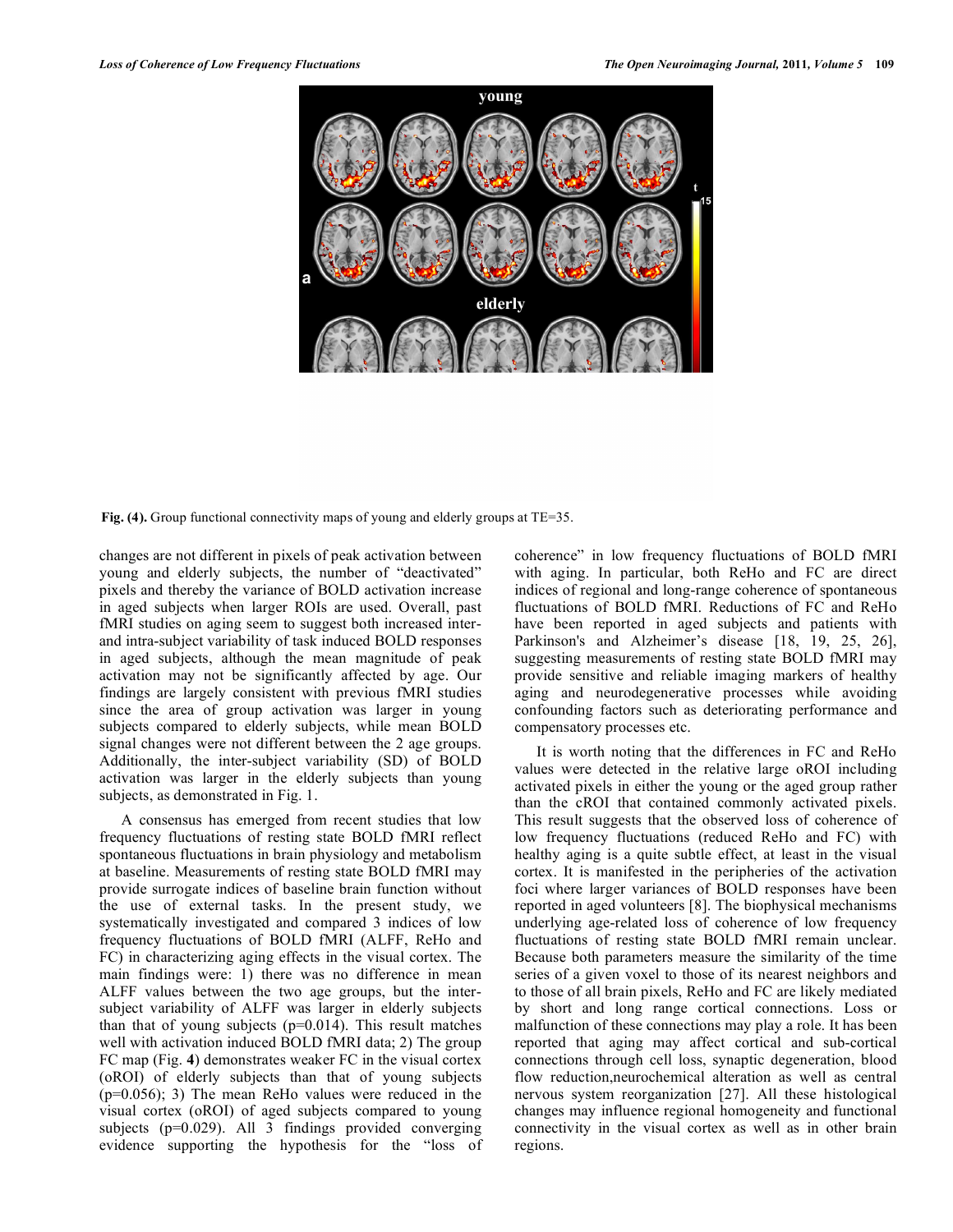Fig. (4). Group functional connectivity maps of young and elderly groups at TE=35.

changes are not different in pixels of peak activation between young and elderly subjects, the number of "deactivated" pixels and thereby the variance of BOLD activation increase in aged subjects when larger ROIs are used. Overall, past fMRI studies on aging seem to suggest both increased inter- and intra-subject variability of task induced BOLD responses in aged subjects, although the mean magnitude of peak activation may not be significantly affected by age. Our findings are largely consistent with previous fMRI studies since the area of group activation was larger in young subjects compared to elderly subjects, while mean BOLD signal changes were not different between the 2 age groups. Additionally, the inter-subject variability (SD) of BOLD activation was larger in the elderly subjects than young subjects, as demonstrated in Fig. 1.

A consensus has emerged from recent studies that low frequency fluctuations of resting state BOLD fMRI reflect spontaneous fluctuations in brain physiology and metabolism at baseline. Measurements of resting state BOLD fMRI may provide surrogate indices of baseline brain function without the use of external tasks. In the present study, we systematically investigated and compared 3 indices of low frequency fluctuations of BOLD fMRI (ALFF, ReHo and FC) in characterizing aging effects in the visual cortex. The main findings were: 1) there was no difference in mean ALFF values between the two age groups, but the inter-subject variability of ALFF was larger in elderly subjects than that of young subjects ($p=0.014$). This result matches well with activation induced BOLD fMRI data; 2) The group FC map (Fig. **4**) demonstrates weaker FC in the visual cortex (oROI) of elderly subjects than that of young subjects ($p=0.056$); 3) The mean ReHo values were reduced in the visual cortex (oROI) of aged subjects compared to young subjects ($p=0.029$). All 3 findings provided converging evidence supporting the hypothesis for the "loss of coherence" in low frequency fluctuations of BOLD fMRI with aging. In particular, both ReHo and FC are direct indices of regional and long-range coherence of spontaneous fluctuations of BOLD fMRI. Reductions of FC and ReHo have been reported in aged subjects and patients with Parkinson's and Alzheimer's disease [18, 19, 25, 26], suggesting measurements of resting state BOLD fMRI may provide sensitive and reliable imaging markers of healthy aging and neurodegenerative processes while avoiding confounding factors such as deteriorating performance and compensatory processes etc.

It is worth noting that the differences in FC and ReHo values were detected in the relative large oROI including activated pixels in either the young or the aged group rather than the cROI that contained commonly activated pixels. This result suggests that the observed loss of coherence of low frequency fluctuations (reduced ReHo and FC) with healthy aging is a quite subtle effect, at least in the visual cortex. It is manifested in the peripheries of the activation foci where larger variances of BOLD responses have been reported in aged volunteers [8]. The biophysical mechanisms underlying age-related loss of coherence of low frequency fluctuations of resting state BOLD fMRI remain unclear. Because both parameters measure the similarity of the time series of a given voxel to those of its nearest neighbors and to those of all brain pixels, ReHo and FC are likely mediated by short and long range cortical connections. Loss or malfunction of these connections may play a role. It has been reported that aging may affect cortical and sub-cortical connections through cell loss, synaptic degeneration, blood flow reduction,neurochemical alteration as well as central nervous system reorganization [27]. All these histological changes may influence regional homogeneity and functional connectivity in the visual cortex as well as in other brain regions.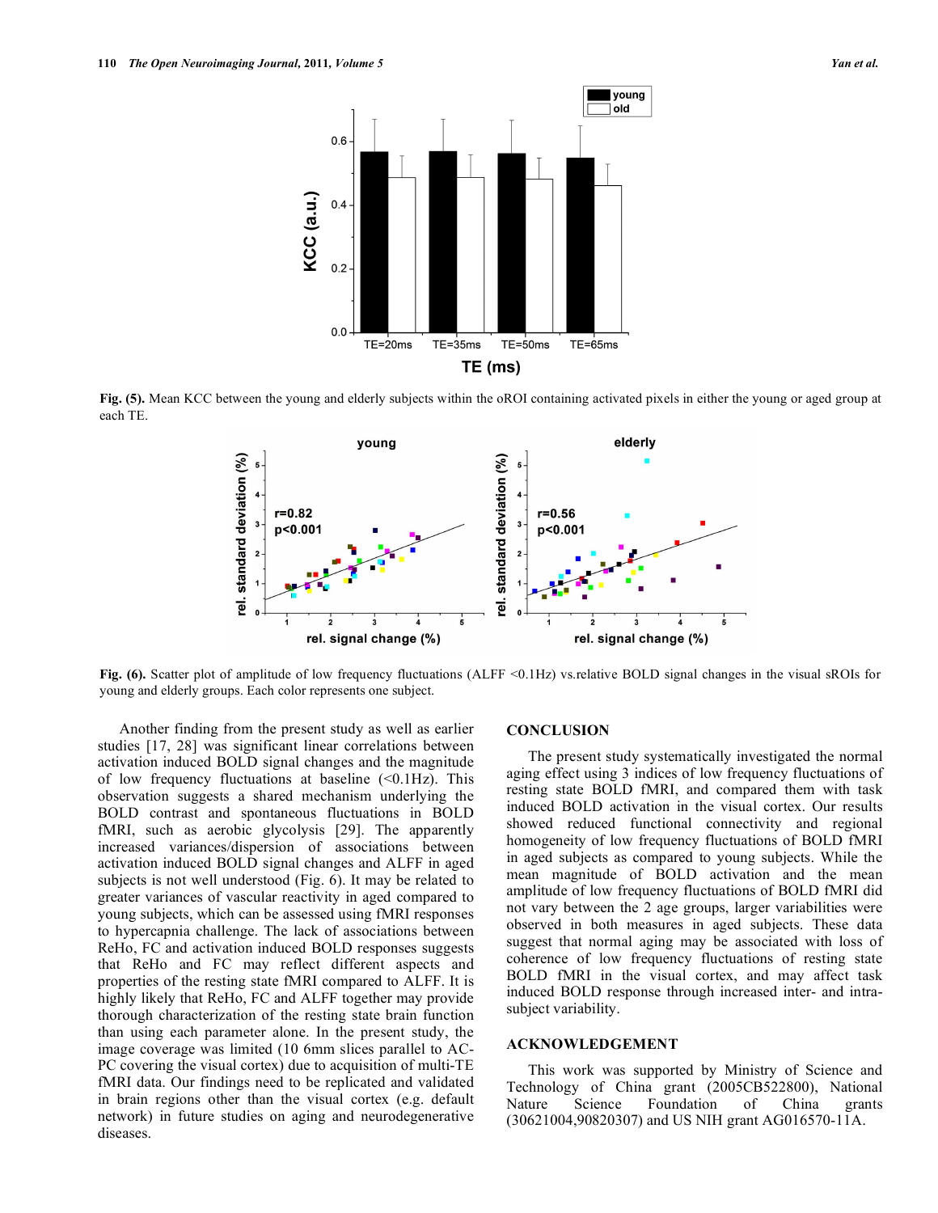Fig. (5). Mean KCC between the young and elderly subjects within the oROI containing activated pixels in either the young or aged group at each TE.

Fig. (6). Scatter plot of amplitude of low frequency fluctuations (ALFF <0.1Hz) vs.relative BOLD signal changes in the visual sROIs for young and elderly groups. Each color represents one subject.

Another finding from the present study as well as earlier studies [17, 28] was significant linear correlations between activation induced BOLD signal changes and the magnitude of low frequency fluctuations at baseline (<0.1Hz). This observation suggests a shared mechanism underlying the BOLD contrast and spontaneous fluctuations in BOLD fMRI, such as aerobic glycolysis [29]. The apparently increased variances/dispersion of associations between activation induced BOLD signal changes and ALFF in aged subjects is not well understood (Fig. 6). It may be related to greater variances of vascular reactivity in aged compared to young subjects, which can be assessed using fMRI responses to hypercapnia challenge. The lack of associations between ReHo, FC and activation induced BOLD responses suggests that ReHo and FC may reflect different aspects and properties of the resting state fMRI compared to ALFF. It is highly likely that ReHo, FC and ALFF together may provide thorough characterization of the resting state brain function than using each parameter alone. In the present study, the image coverage was limited (10 6mm slices parallel to AC-PC covering the visual cortex) due to acquisition of multi-TE fMRI data. Our findings need to be replicated and validated in brain regions other than the visual cortex (e.g. default network) in future studies on aging and neurodegenerative diseases.

## CONCLUSION

The present study systematically investigated the normal aging effect using 3 indices of low frequency fluctuations of resting state BOLD fMRI, and compared them with task induced BOLD activation in the visual cortex. Our results showed reduced functional connectivity and regional homogeneity of low frequency fluctuations of BOLD fMRI in aged subjects as compared to young subjects. While the mean magnitude of BOLD activation and the mean amplitude of low frequency fluctuations of BOLD fMRI did not vary between the 2 age groups, larger variabilities were observed in both measures in aged subjects. These data suggest that normal aging may be associated with loss of coherence of low frequency fluctuations of resting state BOLD fMRI in the visual cortex, and may affect task induced BOLD response through increased inter- and intra-subject variability.

## ACKNOWLEDGEMENT

This work was supported by Ministry of Science and Technology of China grant (2005CB522800), National Nature Science Foundation of China grants (30621004,90820307) and US NIH grant AG016570-11A.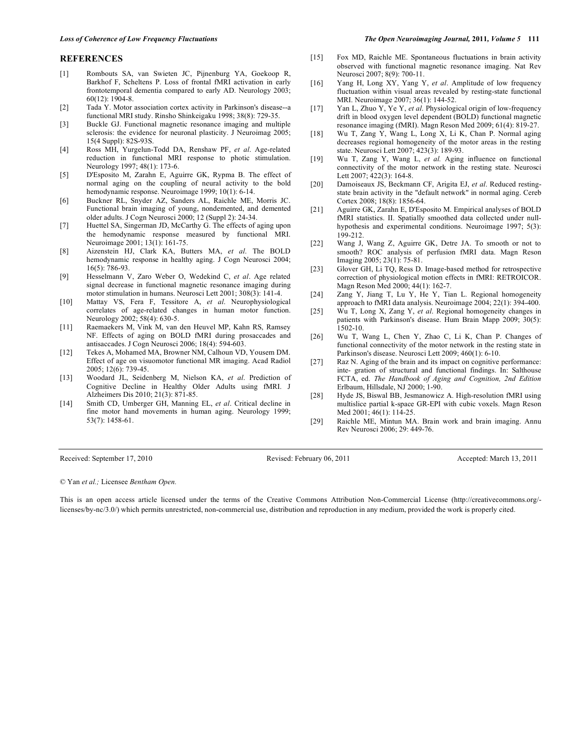## REFERENCES

[1] Rombouts SA, van Swieten JC, Pijnenburg YA, Goekoop R, Barkhof F, Scheltens P. Loss of frontal fMRI activation in early frontotemporal dementia compared to early AD. Neurology 2003; 60(12): 1904-8.

[2] Tada Y. Motor association cortex activity in Parkinson's disease--a functional MRI study. Rinsho Shinkeigaku 1998; 38(8): 729-35.

[3] Buckle GJ. Functional magnetic resonance imaging and multiple sclerosis: the evidence for neuronal plasticity. J Neuroimag 2005; 15(4 Suppl): 82S-93S.

[4] Ross MH, Yurgelun-Todd DA, Renshaw PF, *et al*. Age-related reduction in functional MRI response to photic stimulation. Neurology 1997; 48(1): 173-6.

[5] D'Esposito M, Zarahn E, Aguirre GK, Rypma B. The effect of normal aging on the coupling of neural activity to the bold hemodynamic response. Neuroimage 1999; 10(1): 6-14.

[6] Buckner RL, Snyder AZ, Sanders AL, Raichle ME, Morris JC. Functional brain imaging of young, nondemented, and demented older adults. J Cogn Neurosci 2000; 12 (Suppl 2): 24-34.

[7] Huettel SA, Singerman JD, McCarthy G. The effects of aging upon the hemodynamic response measured by functional MRI. Neuroimage 2001; 13(1): 161-75.

[8] Aizenstein HJ, Clark KA, Butters MA, *et al*. The BOLD hemodynamic response in healthy aging. J Cogn Neurosci 2004; 16(5): 786-93.

[9] Hesselmann V, Zaro Weber O, Wedekind C, *et al*. Age related signal decrease in functional magnetic resonance imaging during motor stimulation in humans. Neurosci Lett 2001; 308(3): 141-4.

[10] Mattay VS, Fera F, Tessitore A, *et al*. Neurophysiological correlates of age-related changes in human motor function. Neurology 2002; 58(4): 630-5.

[11] Raemaekers M, Vink M, van den Heuvel MP, Kahn RS, Ramsey NF. Effects of aging on BOLD fMRI during prosaccades and antisaccades. J Cogn Neurosci 2006; 18(4): 594-603.

[12] Tekes A, Mohamed MA, Browner NM, Calhoun VD, Yousem DM. Effect of age on visuomotor functional MR imaging. Acad Radiol 2005; 12(6): 739-45.

[13] Woodard JL, Seidenberg M, Nielson KA, *et al*. Prediction of Cognitive Decline in Healthy Older Adults using fMRI. J Alzheimers Dis 2010; 21(3): 871-85.

[14] Smith CD, Umberger GH, Manning EL, *et al*. Critical decline in fine motor hand movements in human aging. Neurology 1999; 53(7): 1458-61.

[15] Fox MD, Raichle ME. Spontaneous fluctuations in brain activity observed with functional magnetic resonance imaging. Nat Rev Neurosci 2007; 8(9): 700-11.

[16] Yang H, Long XY, Yang Y, *et al*. Amplitude of low frequency fluctuation within visual areas revealed by resting-state functional MRI. Neuroimage 2007; 36(1): 144-52.

[17] Yan L, Zhuo Y, Ye Y, *et al*. Physiological origin of low-frequency drift in blood oxygen level dependent (BOLD) functional magnetic resonance imaging (fMRI). Magn Reson Med 2009; 61(4): 819-27.

[18] Wu T, Zang Y, Wang L, Long X, Li K, Chan P. Normal aging decreases regional homogeneity of the motor areas in the resting state. Neurosci Lett 2007; 423(3): 189-93.

[19] Wu T, Zang Y, Wang L, *et al.* Aging influence on functional connectivity of the motor network in the resting state. Neurosci Lett 2007; 422(3): 164-8.

[20] Damoiseaux JS, Beckmann CF, Arigita EJ, *et al*. Reduced resting-state brain activity in the "default network" in normal aging. Cereb Cortex 2008; 18(8): 1856-64.

[21] Aguirre GK, Zarahn E, D'Esposito M. Empirical analyses of BOLD fMRI statistics. II. Spatially smoothed data collected under null-hypothesis and experimental conditions. Neuroimage 1997; 5(3): 199-212.

[22] Wang J, Wang Z, Aguirre GK, Detre JA. To smooth or not to smooth? ROC analysis of perfusion fMRI data. Magn Reson Imaging 2005; 23(1): 75-81.

[23] Glover GH, Li TQ, Ress D. Image-based method for retrospective correction of physiological motion effects in fMRI: RETROICOR. Magn Reson Med 2000; 44(1): 162-7.

[24] Zang Y, Jiang T, Lu Y, He Y, Tian L. Regional homogeneity approach to fMRI data analysis. Neuroimage 2004; 22(1): 394-400.

[25] Wu T, Long X, Zang Y, *et al*. Regional homogeneity changes in patients with Parkinson's disease. Hum Brain Mapp 2009; 30(5): 1502-10.

[26] Wu T, Wang L, Chen Y, Zhao C, Li K, Chan P. Changes of functional connectivity of the motor network in the resting state in Parkinson's disease. Neurosci Lett 2009; 460(1): 6-10.

[27] Raz N. Aging of the brain and its impact on cognitive performance: inte- gration of structural and functional findings. In: Salthouse FCTA, ed. *The Handbook of Aging and Cognition, 2nd Edition* Erlbaum, Hillsdale, NJ 2000; 1-90.

[28] Hyde JS, Biswal BB, Jesmanowicz A. High-resolution fMRI using multislice partial k-space GR-EPI with cubic voxels. Magn Reson Med 2001; 46(1): 114-25.

[29] Raichle ME, Mintun MA. Brain work and brain imaging. Annu Rev Neurosci 2006; 29: 449-76.

Received: September 17, 2010 Revised: February 06, 2011 Accepted: March 13, 2011

© Yan *et al.;* Licensee *Bentham Open.*

This is an open access article licensed under the terms of the Creative Commons Attribution Non-Commercial License (http://creativecommons.org/-licenses/by-nc/3.0/) which permits unrestricted, non-commercial use, distribution and reproduction in any medium, provided the work is properly cited.